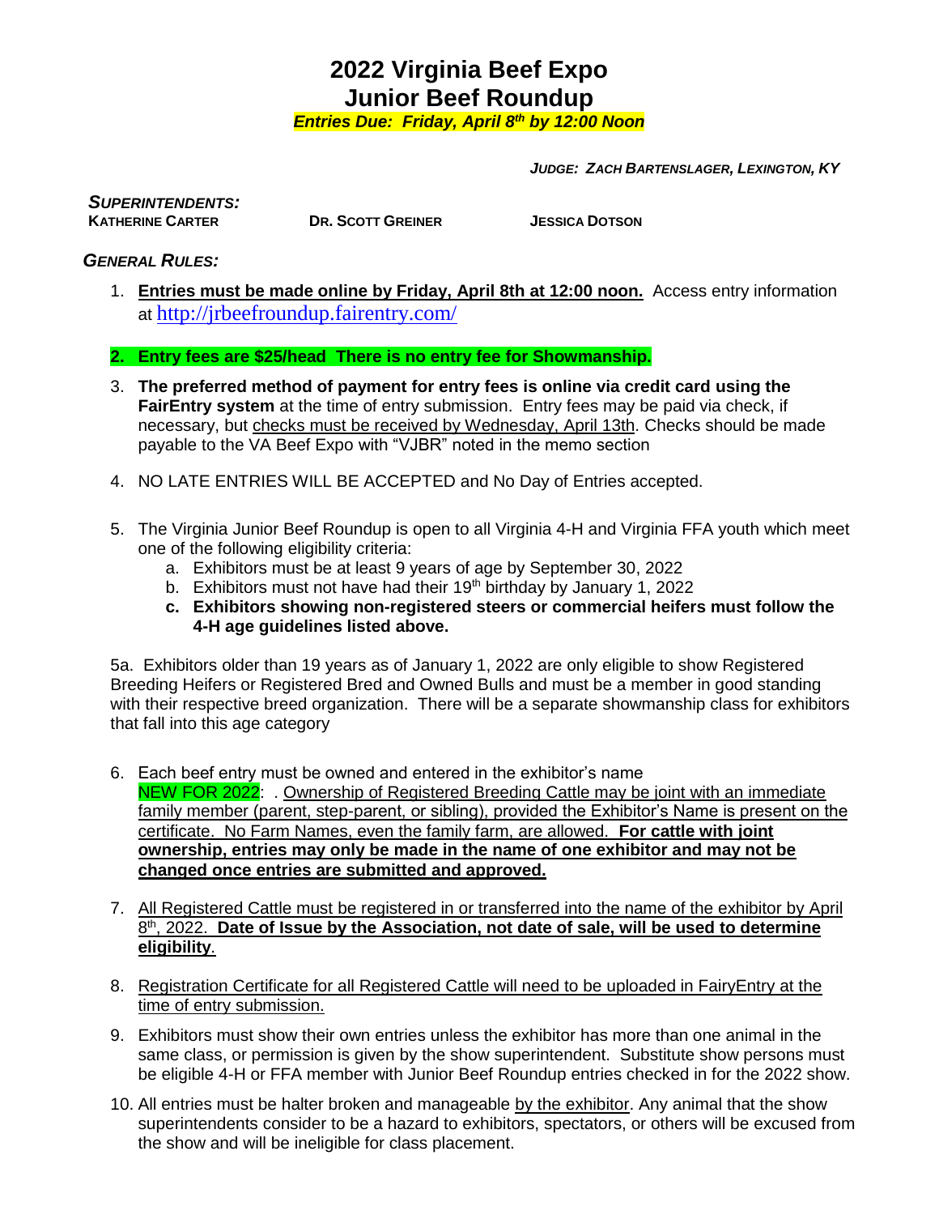# 2022 Virginia Beef Expo
# Junior Beef Roundup

***Entries Due: Friday, April 8th by 12:00 Noon***

***JUDGE: ZACH BARTENSLAGER, LEXINGTON, KY***

***SUPERINTENDENTS:***

**KATHERINE CARTER** **DR. SCOTT GREINER** **JESSICA DOTSON**

***GENERAL RULES:***

1. **Entries must be made online by Friday, April 8th at 12:00 noon.** Access entry information at http://jrbeefroundup.fairentry.com/

2. **Entry fees are $25/head There is no entry fee for Showmanship.**

3. **The preferred method of payment for entry fees is online via credit card using the FairEntry system** at the time of entry submission. Entry fees may be paid via check, if necessary, but checks must be received by Wednesday, April 13th. Checks should be made payable to the VA Beef Expo with "VJBR" noted in the memo section

4. NO LATE ENTRIES WILL BE ACCEPTED and No Day of Entries accepted.

5. The Virginia Junior Beef Roundup is open to all Virginia 4-H and Virginia FFA youth which meet one of the following eligibility criteria:
   a. Exhibitors must be at least 9 years of age by September 30, 2022
   b. Exhibitors must not have had their 19th birthday by January 1, 2022
   c. **Exhibitors showing non-registered steers or commercial heifers must follow the 4-H age guidelines listed above.**

5a. Exhibitors older than 19 years as of January 1, 2022 are only eligible to show Registered Breeding Heifers or Registered Bred and Owned Bulls and must be a member in good standing with their respective breed organization. There will be a separate showmanship class for exhibitors that fall into this age category

6. Each beef entry must be owned and entered in the exhibitor's name
   NEW FOR 2022: . Ownership of Registered Breeding Cattle may be joint with an immediate family member (parent, step-parent, or sibling), provided the Exhibitor's Name is present on the certificate. No Farm Names, even the family farm, are allowed. **For cattle with joint ownership, entries may only be made in the name of one exhibitor and may not be changed once entries are submitted and approved.**

7. All Registered Cattle must be registered in or transferred into the name of the exhibitor by April 8th, 2022. **Date of Issue by the Association, not date of sale, will be used to determine eligibility**.

8. Registration Certificate for all Registered Cattle will need to be uploaded in FairyEntry at the time of entry submission.

9. Exhibitors must show their own entries unless the exhibitor has more than one animal in the same class, or permission is given by the show superintendent. Substitute show persons must be eligible 4-H or FFA member with Junior Beef Roundup entries checked in for the 2022 show.

10. All entries must be halter broken and manageable by the exhibitor. Any animal that the show superintendents consider to be a hazard to exhibitors, spectators, or others will be excused from the show and will be ineligible for class placement.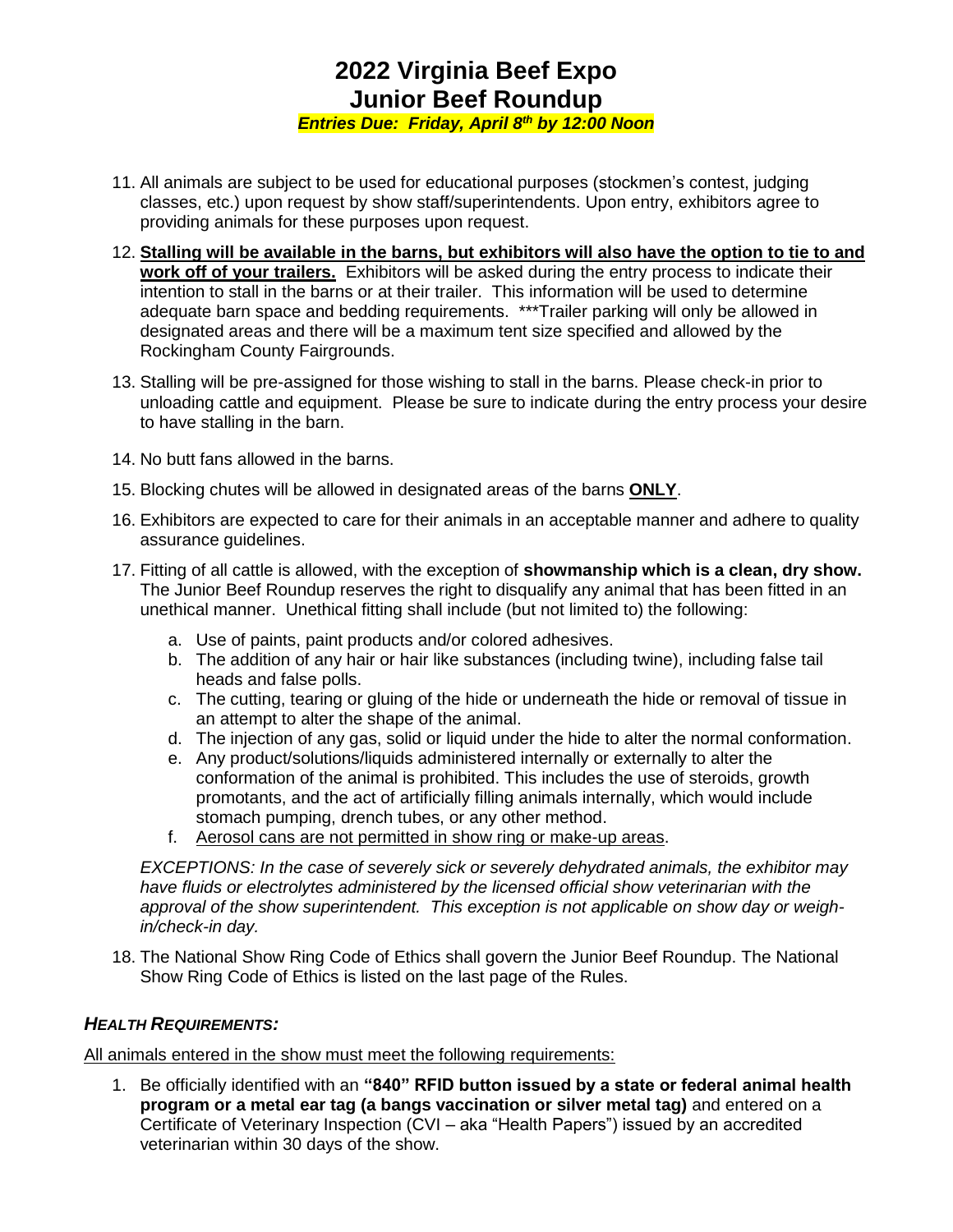# 2022 Virginia Beef Expo
# Junior Beef Roundup

***Entries Due: Friday, April 8th by 12:00 Noon***

11. All animals are subject to be used for educational purposes (stockmen's contest, judging classes, etc.) upon request by show staff/superintendents. Upon entry, exhibitors agree to providing animals for these purposes upon request.
12. **Stalling will be available in the barns, but exhibitors will also have the option to tie to and work off of your trailers.** Exhibitors will be asked during the entry process to indicate their intention to stall in the barns or at their trailer. This information will be used to determine adequate barn space and bedding requirements. ***Trailer parking will only be allowed in designated areas and there will be a maximum tent size specified and allowed by the Rockingham County Fairgrounds.
13. Stalling will be pre-assigned for those wishing to stall in the barns. Please check-in prior to unloading cattle and equipment. Please be sure to indicate during the entry process your desire to have stalling in the barn.
14. No butt fans allowed in the barns.
15. Blocking chutes will be allowed in designated areas of the barns **ONLY**.
16. Exhibitors are expected to care for their animals in an acceptable manner and adhere to quality assurance guidelines.
17. Fitting of all cattle is allowed, with the exception of **showmanship which is a clean, dry show.** The Junior Beef Roundup reserves the right to disqualify any animal that has been fitted in an unethical manner. Unethical fitting shall include (but not limited to) the following:
    a. Use of paints, paint products and/or colored adhesives.
    b. The addition of any hair or hair like substances (including twine), including false tail heads and false polls.
    c. The cutting, tearing or gluing of the hide or underneath the hide or removal of tissue in an attempt to alter the shape of the animal.
    d. The injection of any gas, solid or liquid under the hide to alter the normal conformation.
    e. Any product/solutions/liquids administered internally or externally to alter the conformation of the animal is prohibited. This includes the use of steroids, growth promotants, and the act of artificially filling animals internally, which would include stomach pumping, drench tubes, or any other method.
    f. Aerosol cans are not permitted in show ring or make-up areas.

    *EXCEPTIONS: In the case of severely sick or severely dehydrated animals, the exhibitor may have fluids or electrolytes administered by the licensed official show veterinarian with the approval of the show superintendent. This exception is not applicable on show day or weigh-in/check-in day.*
18. The National Show Ring Code of Ethics shall govern the Junior Beef Roundup. The National Show Ring Code of Ethics is listed on the last page of the Rules.

### *HEALTH REQUIREMENTS:*

All animals entered in the show must meet the following requirements:

1. Be officially identified with an **"840" RFID button issued by a state or federal animal health program or a metal ear tag (a bangs vaccination or silver metal tag)** and entered on a Certificate of Veterinary Inspection (CVI – aka "Health Papers") issued by an accredited veterinarian within 30 days of the show.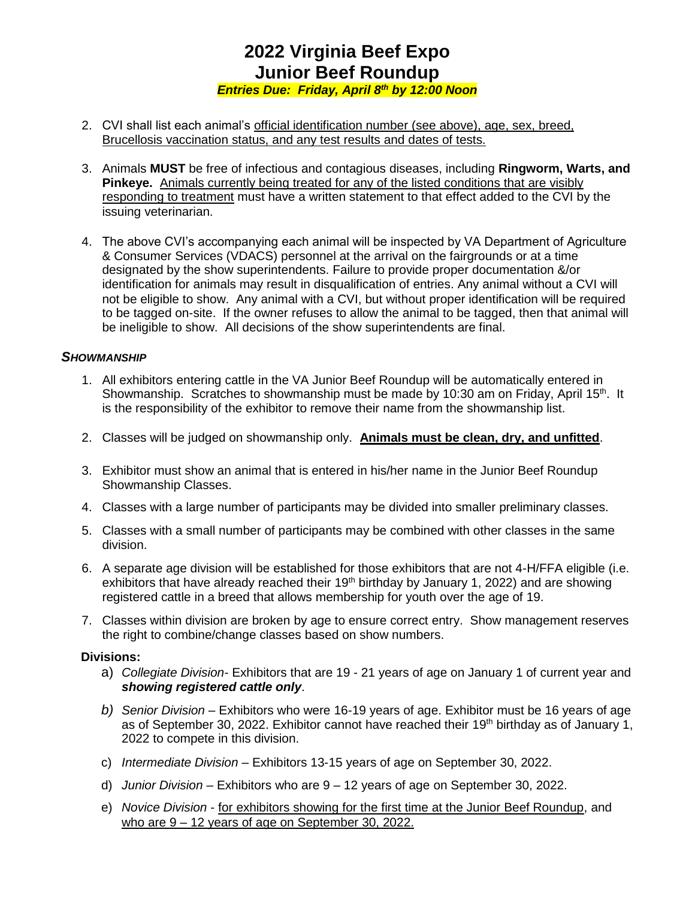# 2022 Virginia Beef Expo
# Junior Beef Roundup

***Entries Due: Friday, April 8th by 12:00 Noon***

2. CVI shall list each animal's official identification number (see above), age, sex, breed, Brucellosis vaccination status, and any test results and dates of tests.

3. Animals **MUST** be free of infectious and contagious diseases, including **Ringworm, Warts, and Pinkeye.** Animals currently being treated for any of the listed conditions that are visibly responding to treatment must have a written statement to that effect added to the CVI by the issuing veterinarian.

4. The above CVI's accompanying each animal will be inspected by VA Department of Agriculture & Consumer Services (VDACS) personnel at the arrival on the fairgrounds or at a time designated by the show superintendents. Failure to provide proper documentation &/or identification for animals may result in disqualification of entries. Any animal without a CVI will not be eligible to show. Any animal with a CVI, but without proper identification will be required to be tagged on-site. If the owner refuses to allow the animal to be tagged, then that animal will be ineligible to show. All decisions of the show superintendents are final.

### *SHOWMANSHIP*

1. All exhibitors entering cattle in the VA Junior Beef Roundup will be automatically entered in Showmanship. Scratches to showmanship must be made by 10:30 am on Friday, April 15th. It is the responsibility of the exhibitor to remove their name from the showmanship list.

2. Classes will be judged on showmanship only. **Animals must be clean, dry, and unfitted**.

3. Exhibitor must show an animal that is entered in his/her name in the Junior Beef Roundup Showmanship Classes.

4. Classes with a large number of participants may be divided into smaller preliminary classes.

5. Classes with a small number of participants may be combined with other classes in the same division.

6. A separate age division will be established for those exhibitors that are not 4-H/FFA eligible (i.e. exhibitors that have already reached their 19th birthday by January 1, 2022) and are showing registered cattle in a breed that allows membership for youth over the age of 19.

7. Classes within division are broken by age to ensure correct entry. Show management reserves the right to combine/change classes based on show numbers.

**Divisions:**

a) *Collegiate Division*- Exhibitors that are 19 - 21 years of age on January 1 of current year and ***showing registered cattle only***.

b) *Senior Division* – Exhibitors who were 16-19 years of age. Exhibitor must be 16 years of age as of September 30, 2022. Exhibitor cannot have reached their 19th birthday as of January 1, 2022 to compete in this division.

c) *Intermediate Division* – Exhibitors 13-15 years of age on September 30, 2022.

d) *Junior Division* – Exhibitors who are 9 – 12 years of age on September 30, 2022.

e) *Novice Division* - for exhibitors showing for the first time at the Junior Beef Roundup, and who are 9 – 12 years of age on September 30, 2022.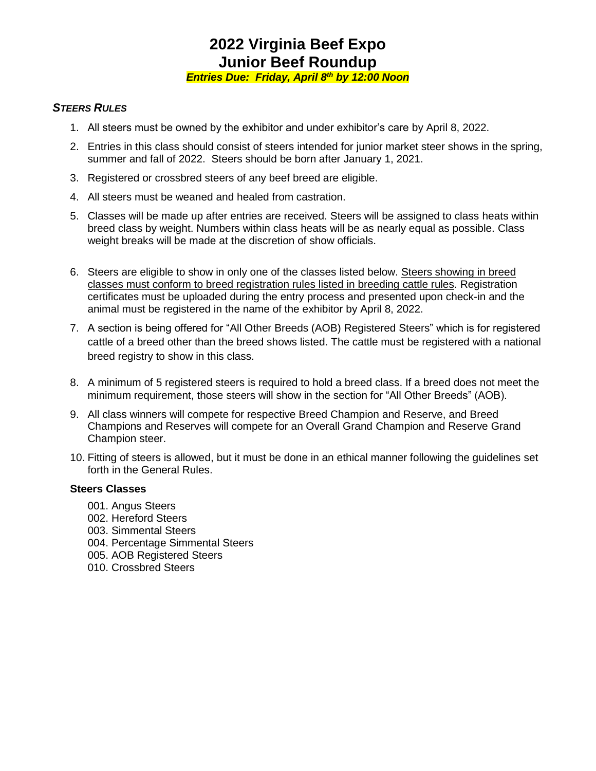# 2022 Virginia Beef Expo
# Junior Beef Roundup

***Entries Due: Friday, April 8th by 12:00 Noon***

### *STEERS RULES*

1. All steers must be owned by the exhibitor and under exhibitor's care by April 8, 2022.
2. Entries in this class should consist of steers intended for junior market steer shows in the spring, summer and fall of 2022. Steers should be born after January 1, 2021.
3. Registered or crossbred steers of any beef breed are eligible.
4. All steers must be weaned and healed from castration.
5. Classes will be made up after entries are received. Steers will be assigned to class heats within breed class by weight. Numbers within class heats will be as nearly equal as possible. Class weight breaks will be made at the discretion of show officials.
6. Steers are eligible to show in only one of the classes listed below. <u>Steers showing in breed classes must conform to breed registration rules listed in breeding cattle rules</u>. Registration certificates must be uploaded during the entry process and presented upon check-in and the animal must be registered in the name of the exhibitor by April 8, 2022.
7. A section is being offered for "All Other Breeds (AOB) Registered Steers" which is for registered cattle of a breed other than the breed shows listed. The cattle must be registered with a national breed registry to show in this class.
8. A minimum of 5 registered steers is required to hold a breed class. If a breed does not meet the minimum requirement, those steers will show in the section for "All Other Breeds" (AOB).
9. All class winners will compete for respective Breed Champion and Reserve, and Breed Champions and Reserves will compete for an Overall Grand Champion and Reserve Grand Champion steer.
10. Fitting of steers is allowed, but it must be done in an ethical manner following the guidelines set forth in the General Rules.

**Steers Classes**

001. Angus Steers
002. Hereford Steers
003. Simmental Steers
004. Percentage Simmental Steers
005. AOB Registered Steers
010. Crossbred Steers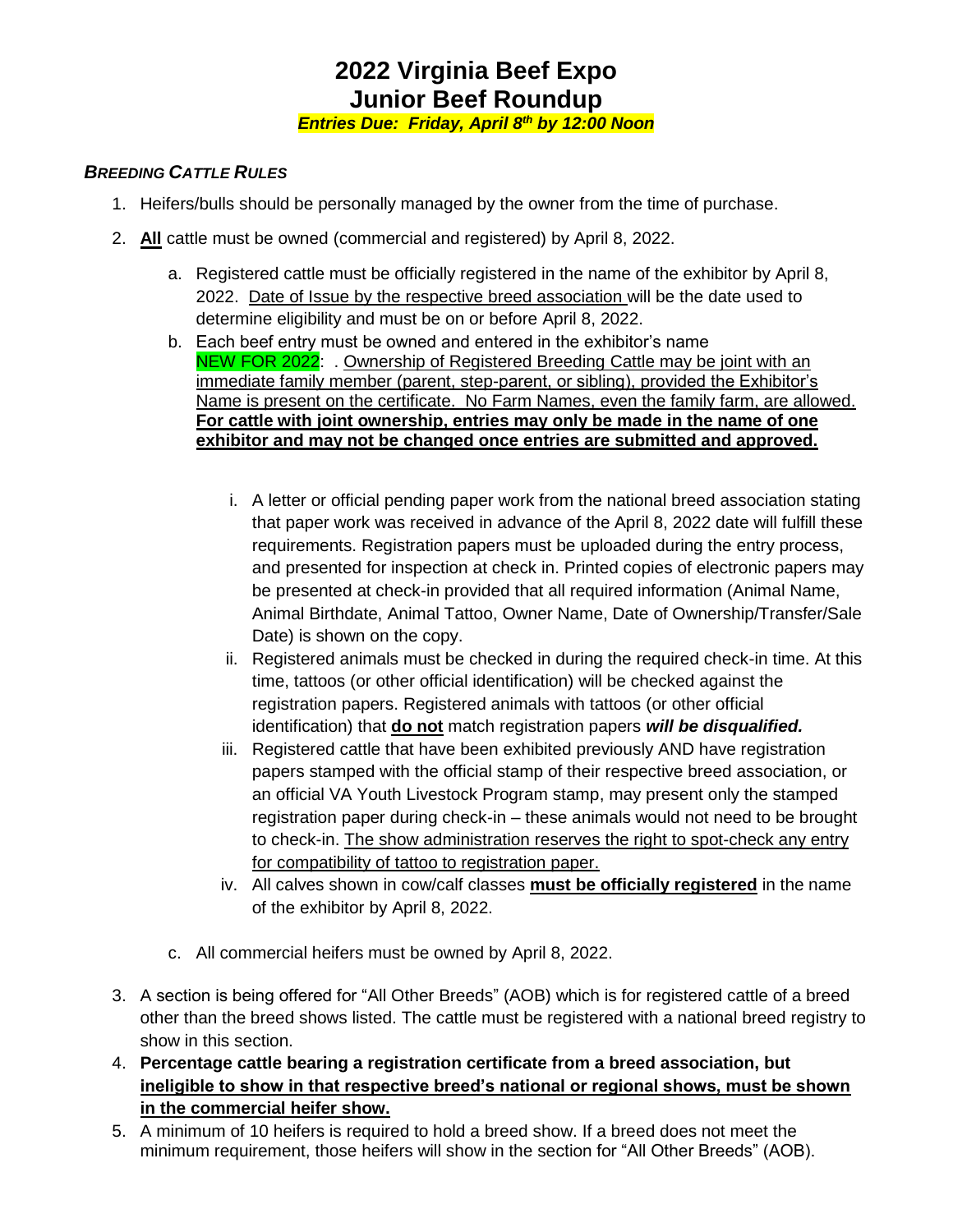# 2022 Virginia Beef Expo
# Junior Beef Roundup

***Entries Due: Friday, April 8th by 12:00 Noon***

### *BREEDING CATTLE RULES*

1. Heifers/bulls should be personally managed by the owner from the time of purchase.
2. **All** cattle must be owned (commercial and registered) by April 8, 2022.
   a. Registered cattle must be officially registered in the name of the exhibitor by April 8, 2022. Date of Issue by the respective breed association will be the date used to determine eligibility and must be on or before April 8, 2022.
   b. Each beef entry must be owned and entered in the exhibitor's name
   NEW FOR 2022: . Ownership of Registered Breeding Cattle may be joint with an immediate family member (parent, step-parent, or sibling), provided the Exhibitor's Name is present on the certificate. No Farm Names, even the family farm, are allowed. **For cattle with joint ownership, entries may only be made in the name of one exhibitor and may not be changed once entries are submitted and approved.**
      i. A letter or official pending paper work from the national breed association stating that paper work was received in advance of the April 8, 2022 date will fulfill these requirements. Registration papers must be uploaded during the entry process, and presented for inspection at check in. Printed copies of electronic papers may be presented at check-in provided that all required information (Animal Name, Animal Birthdate, Animal Tattoo, Owner Name, Date of Ownership/Transfer/Sale Date) is shown on the copy.
      ii. Registered animals must be checked in during the required check-in time. At this time, tattoos (or other official identification) will be checked against the registration papers. Registered animals with tattoos (or other official identification) that **do not** match registration papers ***will be disqualified.***
      iii. Registered cattle that have been exhibited previously AND have registration papers stamped with the official stamp of their respective breed association, or an official VA Youth Livestock Program stamp, may present only the stamped registration paper during check-in – these animals would not need to be brought to check-in. The show administration reserves the right to spot-check any entry for compatibility of tattoo to registration paper.
      iv. All calves shown in cow/calf classes **must be officially registered** in the name of the exhibitor by April 8, 2022.
   c. All commercial heifers must be owned by April 8, 2022.
3. A section is being offered for "All Other Breeds" (AOB) which is for registered cattle of a breed other than the breed shows listed. The cattle must be registered with a national breed registry to show in this section.
4. **Percentage cattle bearing a registration certificate from a breed association, but ineligible to show in that respective breed's national or regional shows, must be shown in the commercial heifer show.**
5. A minimum of 10 heifers is required to hold a breed show. If a breed does not meet the minimum requirement, those heifers will show in the section for "All Other Breeds" (AOB).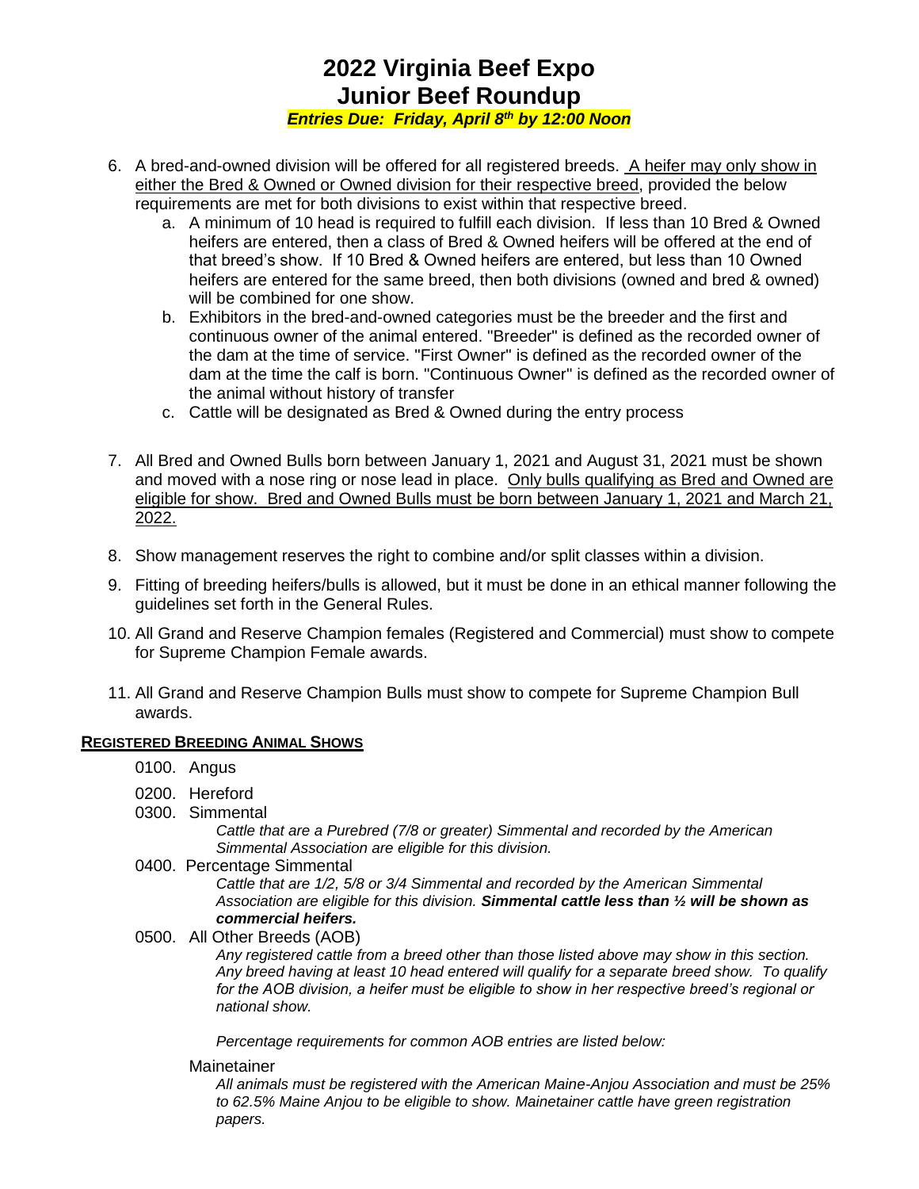# 2022 Virginia Beef Expo
# Junior Beef Roundup

***Entries Due: Friday, April 8th by 12:00 Noon***

6. A bred-and-owned division will be offered for all registered breeds. A heifer may only show in either the Bred & Owned or Owned division for their respective breed, provided the below requirements are met for both divisions to exist within that respective breed.
   a. A minimum of 10 head is required to fulfill each division. If less than 10 Bred & Owned heifers are entered, then a class of Bred & Owned heifers will be offered at the end of that breed's show. If 10 Bred & Owned heifers are entered, but less than 10 Owned heifers are entered for the same breed, then both divisions (owned and bred & owned) will be combined for one show.
   b. Exhibitors in the bred-and-owned categories must be the breeder and the first and continuous owner of the animal entered. "Breeder" is defined as the recorded owner of the dam at the time of service. "First Owner" is defined as the recorded owner of the dam at the time the calf is born. "Continuous Owner" is defined as the recorded owner of the animal without history of transfer
   c. Cattle will be designated as Bred & Owned during the entry process

7. All Bred and Owned Bulls born between January 1, 2021 and August 31, 2021 must be shown and moved with a nose ring or nose lead in place. Only bulls qualifying as Bred and Owned are eligible for show. Bred and Owned Bulls must be born between January 1, 2021 and March 21, 2022.

8. Show management reserves the right to combine and/or split classes within a division.

9. Fitting of breeding heifers/bulls is allowed, but it must be done in an ethical manner following the guidelines set forth in the General Rules.

10. All Grand and Reserve Champion females (Registered and Commercial) must show to compete for Supreme Champion Female awards.

11. All Grand and Reserve Champion Bulls must show to compete for Supreme Champion Bull awards.

**REGISTERED BREEDING ANIMAL SHOWS**

0100. Angus

0200. Hereford

0300. Simmental

*Cattle that are a Purebred (7/8 or greater) Simmental and recorded by the American Simmental Association are eligible for this division.*

0400. Percentage Simmental

*Cattle that are 1/2, 5/8 or 3/4 Simmental and recorded by the American Simmental Association are eligible for this division.* ***Simmental cattle less than ½ will be shown as commercial heifers.***

0500. All Other Breeds (AOB)

*Any registered cattle from a breed other than those listed above may show in this section. Any breed having at least 10 head entered will qualify for a separate breed show. To qualify for the AOB division, a heifer must be eligible to show in her respective breed's regional or national show.*

*Percentage requirements for common AOB entries are listed below:*

Mainetainer

*All animals must be registered with the American Maine-Anjou Association and must be 25% to 62.5% Maine Anjou to be eligible to show. Mainetainer cattle have green registration papers.*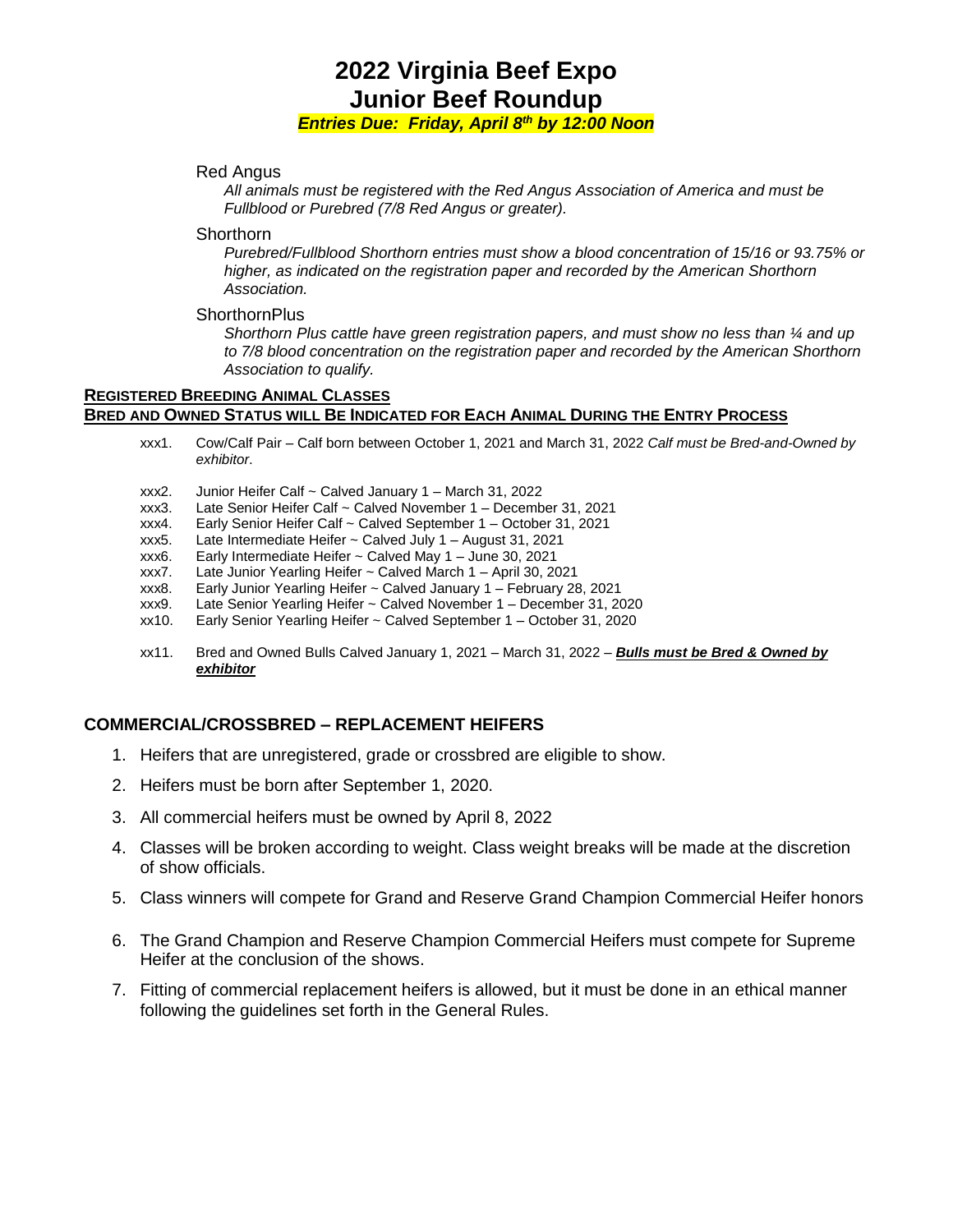# 2022 Virginia Beef Expo
# Junior Beef Roundup

***Entries Due: Friday, April 8th by 12:00 Noon***

Red Angus

*All animals must be registered with the Red Angus Association of America and must be Fullblood or Purebred (7/8 Red Angus or greater).*

Shorthorn

*Purebred/Fullblood Shorthorn entries must show a blood concentration of 15/16 or 93.75% or higher, as indicated on the registration paper and recorded by the American Shorthorn Association.*

ShorthornPlus

*Shorthorn Plus cattle have green registration papers, and must show no less than ¼ and up to 7/8 blood concentration on the registration paper and recorded by the American Shorthorn Association to qualify.*

**REGISTERED BREEDING ANIMAL CLASSES**

**BRED AND OWNED STATUS WILL BE INDICATED FOR EACH ANIMAL DURING THE ENTRY PROCESS**

xxx1. Cow/Calf Pair – Calf born between October 1, 2021 and March 31, 2022 *Calf must be Bred-and-Owned by exhibitor.*

xxx2. Junior Heifer Calf ~ Calved January 1 – March 31, 2022
xxx3. Late Senior Heifer Calf ~ Calved November 1 – December 31, 2021
xxx4. Early Senior Heifer Calf ~ Calved September 1 – October 31, 2021
xxx5. Late Intermediate Heifer ~ Calved July 1 – August 31, 2021
xxx6. Early Intermediate Heifer ~ Calved May 1 – June 30, 2021
xxx7. Late Junior Yearling Heifer ~ Calved March 1 – April 30, 2021
xxx8. Early Junior Yearling Heifer ~ Calved January 1 – February 28, 2021
xxx9. Late Senior Yearling Heifer ~ Calved November 1 – December 31, 2020
xx10. Early Senior Yearling Heifer ~ Calved September 1 – October 31, 2020

xx11. Bred and Owned Bulls Calved January 1, 2021 – March 31, 2022 – ***Bulls must be Bred & Owned by exhibitor***

## COMMERCIAL/CROSSBRED – REPLACEMENT HEIFERS

1. Heifers that are unregistered, grade or crossbred are eligible to show.
2. Heifers must be born after September 1, 2020.
3. All commercial heifers must be owned by April 8, 2022
4. Classes will be broken according to weight. Class weight breaks will be made at the discretion of show officials.
5. Class winners will compete for Grand and Reserve Grand Champion Commercial Heifer honors
6. The Grand Champion and Reserve Champion Commercial Heifers must compete for Supreme Heifer at the conclusion of the shows.
7. Fitting of commercial replacement heifers is allowed, but it must be done in an ethical manner following the guidelines set forth in the General Rules.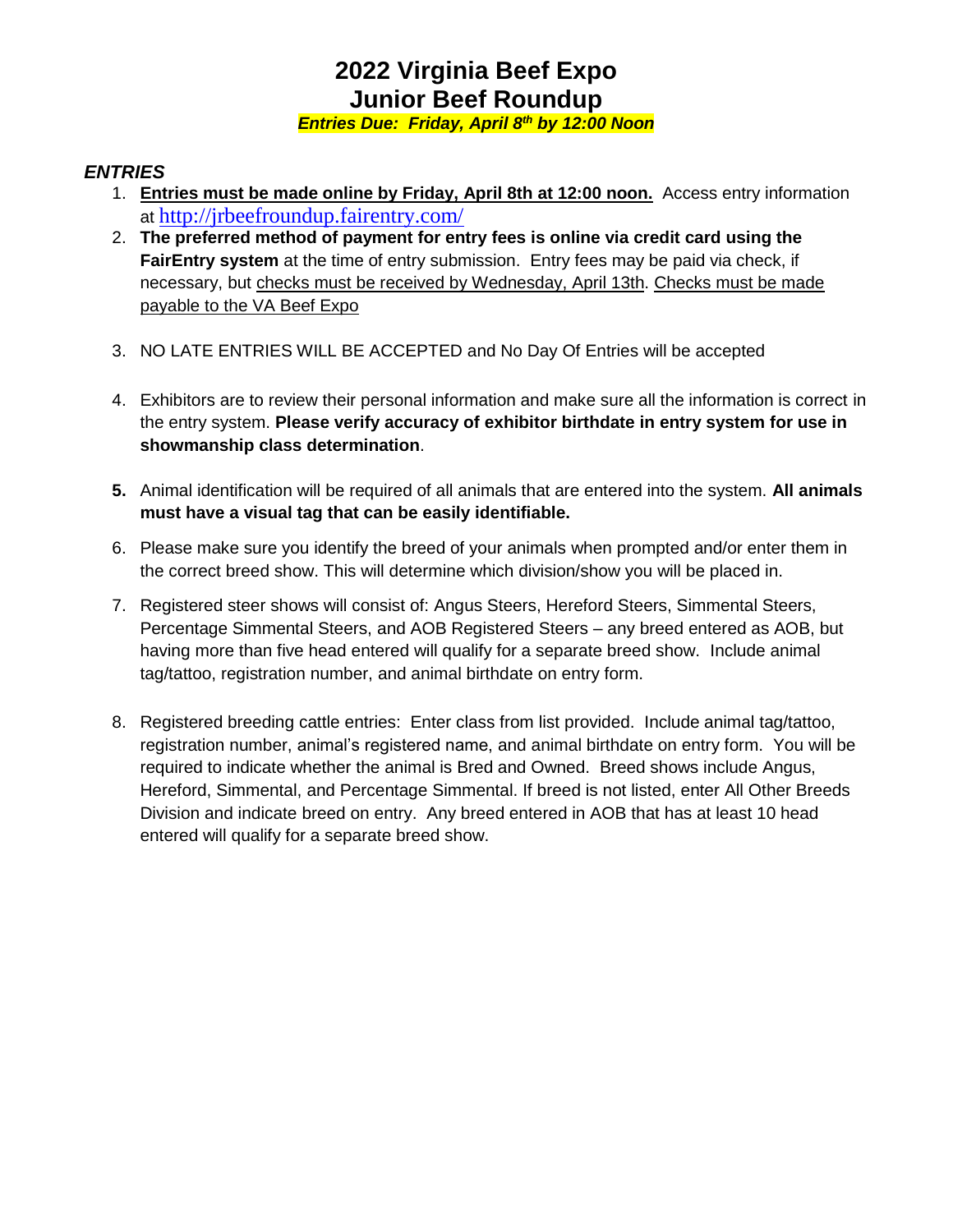# 2022 Virginia Beef Expo
# Junior Beef Roundup

***Entries Due: Friday, April 8th by 12:00 Noon***

### *ENTRIES*

1. **Entries must be made online by Friday, April 8th at 12:00 noon.** Access entry information at http://jrbeefroundup.fairentry.com/
2. **The preferred method of payment for entry fees is online via credit card using the FairEntry system** at the time of entry submission. Entry fees may be paid via check, if necessary, but checks must be received by Wednesday, April 13th. Checks must be made payable to the VA Beef Expo
3. NO LATE ENTRIES WILL BE ACCEPTED and No Day Of Entries will be accepted
4. Exhibitors are to review their personal information and make sure all the information is correct in the entry system. **Please verify accuracy of exhibitor birthdate in entry system for use in showmanship class determination**.
5. Animal identification will be required of all animals that are entered into the system. **All animals must have a visual tag that can be easily identifiable.**
6. Please make sure you identify the breed of your animals when prompted and/or enter them in the correct breed show. This will determine which division/show you will be placed in.
7. Registered steer shows will consist of: Angus Steers, Hereford Steers, Simmental Steers, Percentage Simmental Steers, and AOB Registered Steers – any breed entered as AOB, but having more than five head entered will qualify for a separate breed show. Include animal tag/tattoo, registration number, and animal birthdate on entry form.
8. Registered breeding cattle entries: Enter class from list provided. Include animal tag/tattoo, registration number, animal's registered name, and animal birthdate on entry form. You will be required to indicate whether the animal is Bred and Owned. Breed shows include Angus, Hereford, Simmental, and Percentage Simmental. If breed is not listed, enter All Other Breeds Division and indicate breed on entry. Any breed entered in AOB that has at least 10 head entered will qualify for a separate breed show.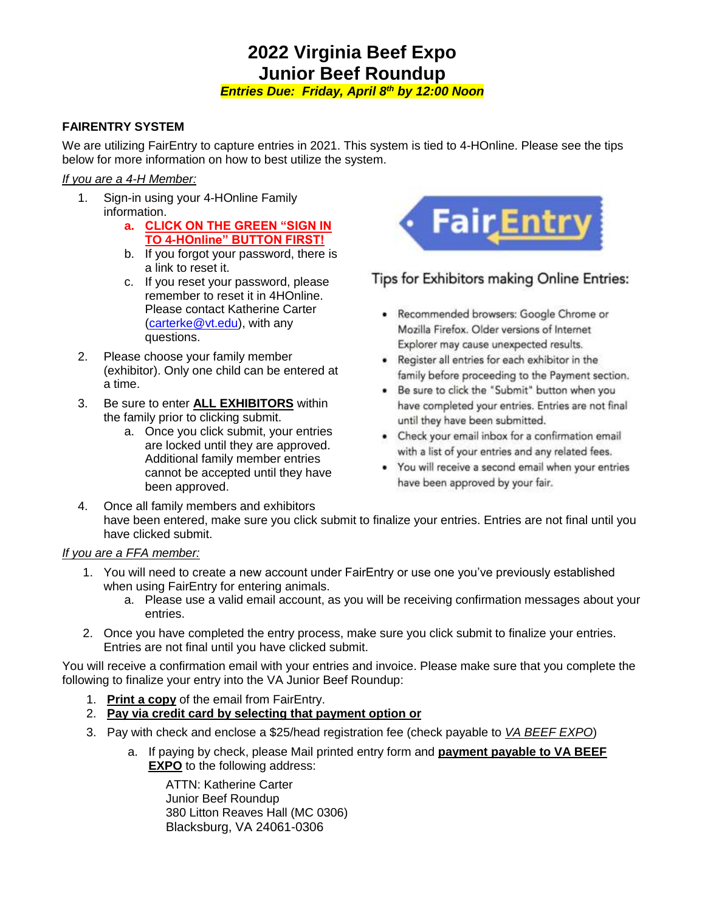# 2022 Virginia Beef Expo
# Junior Beef Roundup

***Entries Due: Friday, April 8th by 12:00 Noon***

**FAIRENTRY SYSTEM**

We are utilizing FairEntry to capture entries in 2021. This system is tied to 4-HOnline. Please see the tips below for more information on how to best utilize the system.

*If you are a 4-H Member:*

1. Sign-in using your 4-HOnline Family information.
   a. **CLICK ON THE GREEN "SIGN IN TO 4-HOnline" BUTTON FIRST!**
   b. If you forgot your password, there is a link to reset it.
   c. If you reset your password, please remember to reset it in 4HOnline. Please contact Katherine Carter (carterke@vt.edu), with any questions.
2. Please choose your family member (exhibitor). Only one child can be entered at a time.
3. Be sure to enter **ALL EXHIBITORS** within the family prior to clicking submit.
   a. Once you click submit, your entries are locked until they are approved. Additional family member entries cannot be accepted until they have been approved.
4. Once all family members and exhibitors have been entered, make sure you click submit to finalize your entries. Entries are not final until you have clicked submit.

FairEntry

Tips for Exhibitors making Online Entries:

- Recommended browsers: Google Chrome or Mozilla Firefox. Older versions of Internet Explorer may cause unexpected results.
- Register all entries for each exhibitor in the family before proceeding to the Payment section.
- Be sure to click the "Submit" button when you have completed your entries. Entries are not final until they have been submitted.
- Check your email inbox for a confirmation email with a list of your entries and any related fees.
- You will receive a second email when your entries have been approved by your fair.

*If you are a FFA member:*

1. You will need to create a new account under FairEntry or use one you've previously established when using FairEntry for entering animals.
   a. Please use a valid email account, as you will be receiving confirmation messages about your entries.
2. Once you have completed the entry process, make sure you click submit to finalize your entries. Entries are not final until you have clicked submit.

You will receive a confirmation email with your entries and invoice. Please make sure that you complete the following to finalize your entry into the VA Junior Beef Roundup:

1. **Print a copy** of the email from FairEntry.
2. **Pay via credit card by selecting that payment option or**
3. Pay with check and enclose a $25/head registration fee (check payable to *VA BEEF EXPO*)
   a. If paying by check, please Mail printed entry form and **payment payable to VA BEEF EXPO** to the following address:

      ATTN: Katherine Carter
      Junior Beef Roundup
      380 Litton Reaves Hall (MC 0306)
      Blacksburg, VA 24061-0306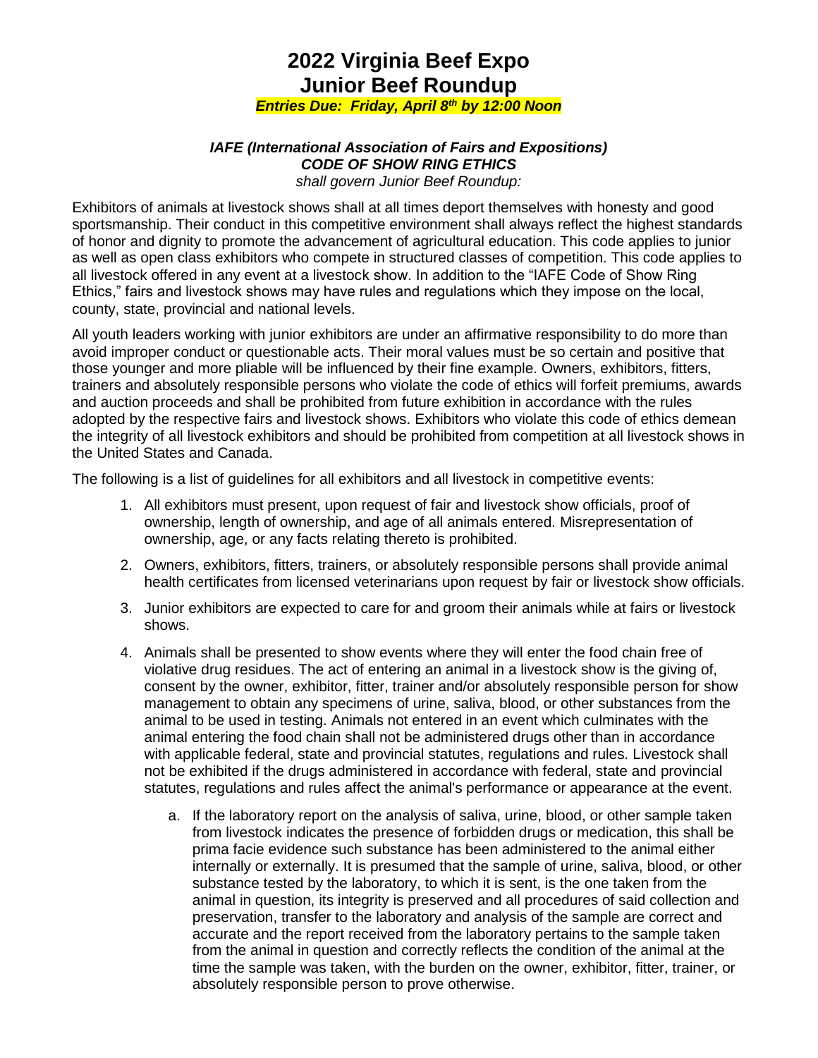# 2022 Virginia Beef Expo
# Junior Beef Roundup

***Entries Due: Friday, April 8th by 12:00 Noon***

### *IAFE (International Association of Fairs and Expositions)*
### *CODE OF SHOW RING ETHICS*

*shall govern Junior Beef Roundup:*

Exhibitors of animals at livestock shows shall at all times deport themselves with honesty and good sportsmanship. Their conduct in this competitive environment shall always reflect the highest standards of honor and dignity to promote the advancement of agricultural education. This code applies to junior as well as open class exhibitors who compete in structured classes of competition. This code applies to all livestock offered in any event at a livestock show. In addition to the "IAFE Code of Show Ring Ethics," fairs and livestock shows may have rules and regulations which they impose on the local, county, state, provincial and national levels.

All youth leaders working with junior exhibitors are under an affirmative responsibility to do more than avoid improper conduct or questionable acts. Their moral values must be so certain and positive that those younger and more pliable will be influenced by their fine example. Owners, exhibitors, fitters, trainers and absolutely responsible persons who violate the code of ethics will forfeit premiums, awards and auction proceeds and shall be prohibited from future exhibition in accordance with the rules adopted by the respective fairs and livestock shows. Exhibitors who violate this code of ethics demean the integrity of all livestock exhibitors and should be prohibited from competition at all livestock shows in the United States and Canada.

The following is a list of guidelines for all exhibitors and all livestock in competitive events:

1. All exhibitors must present, upon request of fair and livestock show officials, proof of ownership, length of ownership, and age of all animals entered. Misrepresentation of ownership, age, or any facts relating thereto is prohibited.
2. Owners, exhibitors, fitters, trainers, or absolutely responsible persons shall provide animal health certificates from licensed veterinarians upon request by fair or livestock show officials.
3. Junior exhibitors are expected to care for and groom their animals while at fairs or livestock shows.
4. Animals shall be presented to show events where they will enter the food chain free of violative drug residues. The act of entering an animal in a livestock show is the giving of, consent by the owner, exhibitor, fitter, trainer and/or absolutely responsible person for show management to obtain any specimens of urine, saliva, blood, or other substances from the animal to be used in testing. Animals not entered in an event which culminates with the animal entering the food chain shall not be administered drugs other than in accordance with applicable federal, state and provincial statutes, regulations and rules. Livestock shall not be exhibited if the drugs administered in accordance with federal, state and provincial statutes, regulations and rules affect the animal's performance or appearance at the event.
   a. If the laboratory report on the analysis of saliva, urine, blood, or other sample taken from livestock indicates the presence of forbidden drugs or medication, this shall be prima facie evidence such substance has been administered to the animal either internally or externally. It is presumed that the sample of urine, saliva, blood, or other substance tested by the laboratory, to which it is sent, is the one taken from the animal in question, its integrity is preserved and all procedures of said collection and preservation, transfer to the laboratory and analysis of the sample are correct and accurate and the report received from the laboratory pertains to the sample taken from the animal in question and correctly reflects the condition of the animal at the time the sample was taken, with the burden on the owner, exhibitor, fitter, trainer, or absolutely responsible person to prove otherwise.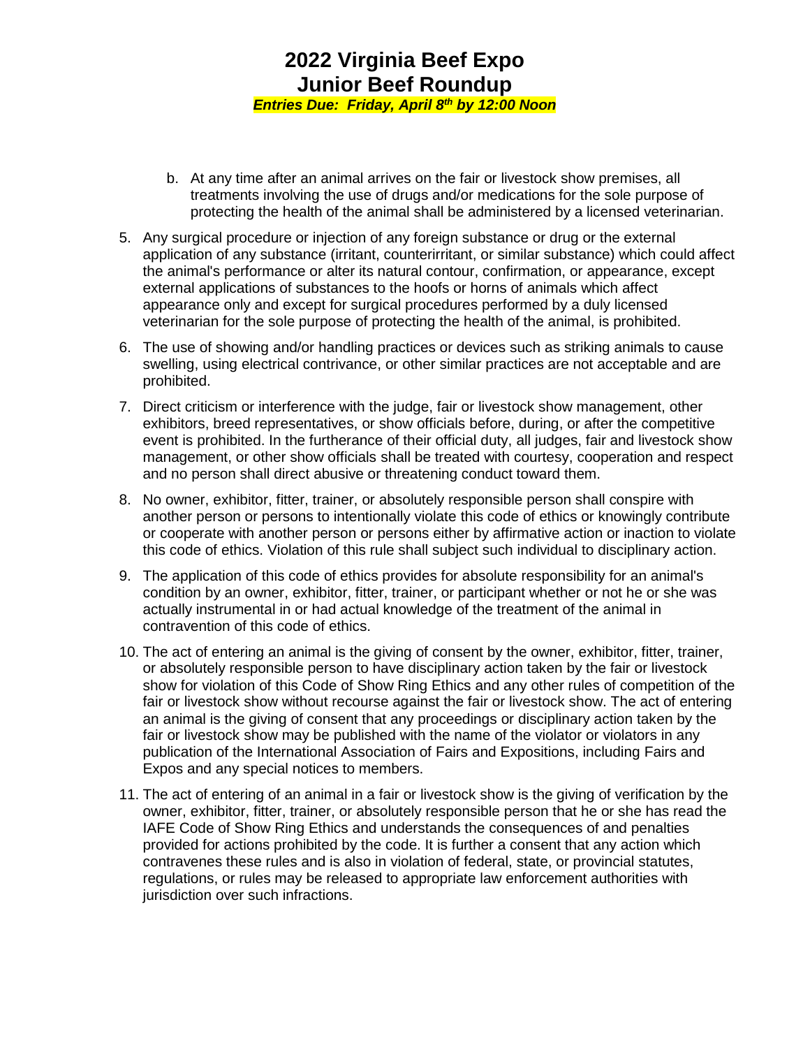b. At any time after an animal arrives on the fair or livestock show premises, all treatments involving the use of drugs and/or medications for the sole purpose of protecting the health of the animal shall be administered by a licensed veterinarian.

5. Any surgical procedure or injection of any foreign substance or drug or the external application of any substance (irritant, counterirritant, or similar substance) which could affect the animal's performance or alter its natural contour, confirmation, or appearance, except external applications of substances to the hoofs or horns of animals which affect appearance only and except for surgical procedures performed by a duly licensed veterinarian for the sole purpose of protecting the health of the animal, is prohibited.
6. The use of showing and/or handling practices or devices such as striking animals to cause swelling, using electrical contrivance, or other similar practices are not acceptable and are prohibited.
7. Direct criticism or interference with the judge, fair or livestock show management, other exhibitors, breed representatives, or show officials before, during, or after the competitive event is prohibited. In the furtherance of their official duty, all judges, fair and livestock show management, or other show officials shall be treated with courtesy, cooperation and respect and no person shall direct abusive or threatening conduct toward them.
8. No owner, exhibitor, fitter, trainer, or absolutely responsible person shall conspire with another person or persons to intentionally violate this code of ethics or knowingly contribute or cooperate with another person or persons either by affirmative action or inaction to violate this code of ethics. Violation of this rule shall subject such individual to disciplinary action.
9. The application of this code of ethics provides for absolute responsibility for an animal's condition by an owner, exhibitor, fitter, trainer, or participant whether or not he or she was actually instrumental in or had actual knowledge of the treatment of the animal in contravention of this code of ethics.
10. The act of entering an animal is the giving of consent by the owner, exhibitor, fitter, trainer, or absolutely responsible person to have disciplinary action taken by the fair or livestock show for violation of this Code of Show Ring Ethics and any other rules of competition of the fair or livestock show without recourse against the fair or livestock show. The act of entering an animal is the giving of consent that any proceedings or disciplinary action taken by the fair or livestock show may be published with the name of the violator or violators in any publication of the International Association of Fairs and Expositions, including Fairs and Expos and any special notices to members.
11. The act of entering of an animal in a fair or livestock show is the giving of verification by the owner, exhibitor, fitter, trainer, or absolutely responsible person that he or she has read the IAFE Code of Show Ring Ethics and understands the consequences of and penalties provided for actions prohibited by the code. It is further a consent that any action which contravenes these rules and is also in violation of federal, state, or provincial statutes, regulations, or rules may be released to appropriate law enforcement authorities with jurisdiction over such infractions.